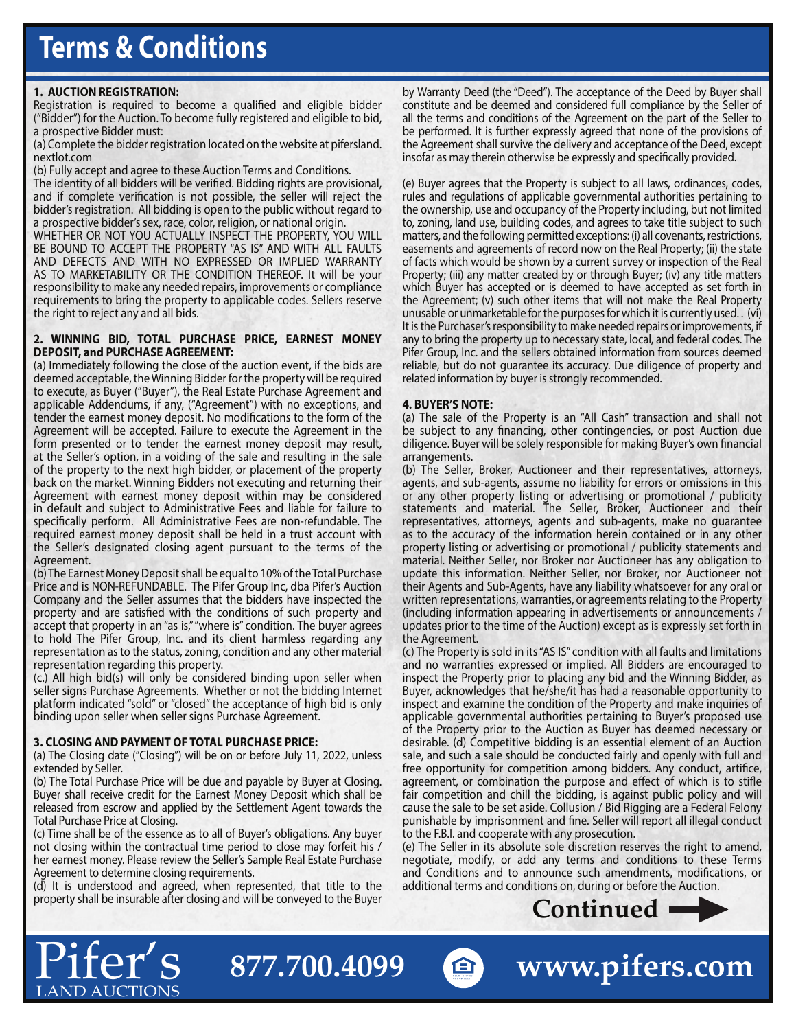# Terms & Conditions

**1. AUCTION REGISTRATION:**

Registration is required to become a qualified and eligible bidder ("Bidder") for the Auction. To become fully registered and eligible to bid, a prospective Bidder must:

(a) Complete the bidder registration located on the website at pifersland.nextlot.com

(b) Fully accept and agree to these Auction Terms and Conditions.

The identity of all bidders will be verified. Bidding rights are provisional, and if complete verification is not possible, the seller will reject the bidder's registration. All bidding is open to the public without regard to a prospective bidder's sex, race, color, religion, or national origin.

WHETHER OR NOT YOU ACTUALLY INSPECT THE PROPERTY, YOU WILL BE BOUND TO ACCEPT THE PROPERTY "AS IS" AND WITH ALL FAULTS AND DEFECTS AND WITH NO EXPRESSED OR IMPLIED WARRANTY AS TO MARKETABILITY OR THE CONDITION THEREOF. It will be your responsibility to make any needed repairs, improvements or compliance requirements to bring the property to applicable codes. Sellers reserve the right to reject any and all bids.

**2. WINNING BID, TOTAL PURCHASE PRICE, EARNEST MONEY DEPOSIT, and PURCHASE AGREEMENT:**

(a) Immediately following the close of the auction event, if the bids are deemed acceptable, the Winning Bidder for the property will be required to execute, as Buyer ("Buyer"), the Real Estate Purchase Agreement and applicable Addendums, if any, ("Agreement") with no exceptions, and tender the earnest money deposit. No modifications to the form of the Agreement will be accepted. Failure to execute the Agreement in the form presented or to tender the earnest money deposit may result, at the Seller's option, in a voiding of the sale and resulting in the sale of the property to the next high bidder, or placement of the property back on the market. Winning Bidders not executing and returning their Agreement with earnest money deposit within may be considered in default and subject to Administrative Fees and liable for failure to specifically perform. All Administrative Fees are non-refundable. The required earnest money deposit shall be held in a trust account with the Seller's designated closing agent pursuant to the terms of the Agreement.

(b) The Earnest Money Deposit shall be equal to 10% of the Total Purchase Price and is NON-REFUNDABLE. The Pifer Group Inc, dba Pifer's Auction Company and the Seller assumes that the bidders have inspected the property and are satisfied with the conditions of such property and accept that property in an "as is," "where is" condition. The buyer agrees to hold The Pifer Group, Inc. and its client harmless regarding any representation as to the status, zoning, condition and any other material representation regarding this property.

(c.) All high bid(s) will only be considered binding upon seller when seller signs Purchase Agreements. Whether or not the bidding Internet platform indicated "sold" or "closed" the acceptance of high bid is only binding upon seller when seller signs Purchase Agreement.

**3. CLOSING AND PAYMENT OF TOTAL PURCHASE PRICE:**

(a) The Closing date ("Closing") will be on or before July 11, 2022, unless extended by Seller.

(b) The Total Purchase Price will be due and payable by Buyer at Closing. Buyer shall receive credit for the Earnest Money Deposit which shall be released from escrow and applied by the Settlement Agent towards the Total Purchase Price at Closing.

(c) Time shall be of the essence as to all of Buyer's obligations. Any buyer not closing within the contractual time period to close may forfeit his / her earnest money. Please review the Seller's Sample Real Estate Purchase Agreement to determine closing requirements.

(d) It is understood and agreed, when represented, that title to the property shall be insurable after closing and will be conveyed to the Buyer by Warranty Deed (the "Deed"). The acceptance of the Deed by Buyer shall constitute and be deemed and considered full compliance by the Seller of all the terms and conditions of the Agreement on the part of the Seller to be performed. It is further expressly agreed that none of the provisions of the Agreement shall survive the delivery and acceptance of the Deed, except insofar as may therein otherwise be expressly and specifically provided.

(e) Buyer agrees that the Property is subject to all laws, ordinances, codes, rules and regulations of applicable governmental authorities pertaining to the ownership, use and occupancy of the Property including, but not limited to, zoning, land use, building codes, and agrees to take title subject to such matters, and the following permitted exceptions: (i) all covenants, restrictions, easements and agreements of record now on the Real Property; (ii) the state of facts which would be shown by a current survey or inspection of the Real Property; (iii) any matter created by or through Buyer; (iv) any title matters which Buyer has accepted or is deemed to have accepted as set forth in the Agreement; (v) such other items that will not make the Real Property unusable or unmarketable for the purposes for which it is currently used. . (vi) It is the Purchaser's responsibility to make needed repairs or improvements, if any to bring the property up to necessary state, local, and federal codes. The Pifer Group, Inc. and the sellers obtained information from sources deemed reliable, but do not guarantee its accuracy. Due diligence of property and related information by buyer is strongly recommended.

**4. BUYER'S NOTE:**

(a) The sale of the Property is an "All Cash" transaction and shall not be subject to any financing, other contingencies, or post Auction due diligence. Buyer will be solely responsible for making Buyer's own financial arrangements.

(b) The Seller, Broker, Auctioneer and their representatives, attorneys, agents, and sub-agents, assume no liability for errors or omissions in this or any other property listing or advertising or promotional / publicity statements and material. The Seller, Broker, Auctioneer and their representatives, attorneys, agents and sub-agents, make no guarantee as to the accuracy of the information herein contained or in any other property listing or advertising or promotional / publicity statements and material. Neither Seller, nor Broker nor Auctioneer has any obligation to update this information. Neither Seller, nor Broker, nor Auctioneer not their Agents and Sub-Agents, have any liability whatsoever for any oral or written representations, warranties, or agreements relating to the Property (including information appearing in advertisements or announcements / updates prior to the time of the Auction) except as is expressly set forth in the Agreement.

(c) The Property is sold in its "AS IS" condition with all faults and limitations and no warranties expressed or implied. All Bidders are encouraged to inspect the Property prior to placing any bid and the Winning Bidder, as Buyer, acknowledges that he/she/it has had a reasonable opportunity to inspect and examine the condition of the Property and make inquiries of applicable governmental authorities pertaining to Buyer's proposed use of the Property prior to the Auction as Buyer has deemed necessary or desirable. (d) Competitive bidding is an essential element of an Auction sale, and such a sale should be conducted fairly and openly with full and free opportunity for competition among bidders. Any conduct, artifice, agreement, or combination the purpose and effect of which is to stifle fair competition and chill the bidding, is against public policy and will cause the sale to be set aside. Collusion / Bid Rigging are a Federal Felony punishable by imprisonment and fine. Seller will report all illegal conduct to the F.B.I. and cooperate with any prosecution.

(e) The Seller in its absolute sole discretion reserves the right to amend, negotiate, modify, or add any terms and conditions to these Terms and Conditions and to announce such amendments, modifications, or additional terms and conditions on, during or before the Auction.

**Continued →**

Pifer's LAND AUCTIONS | 877.700.4099 | www.pifers.com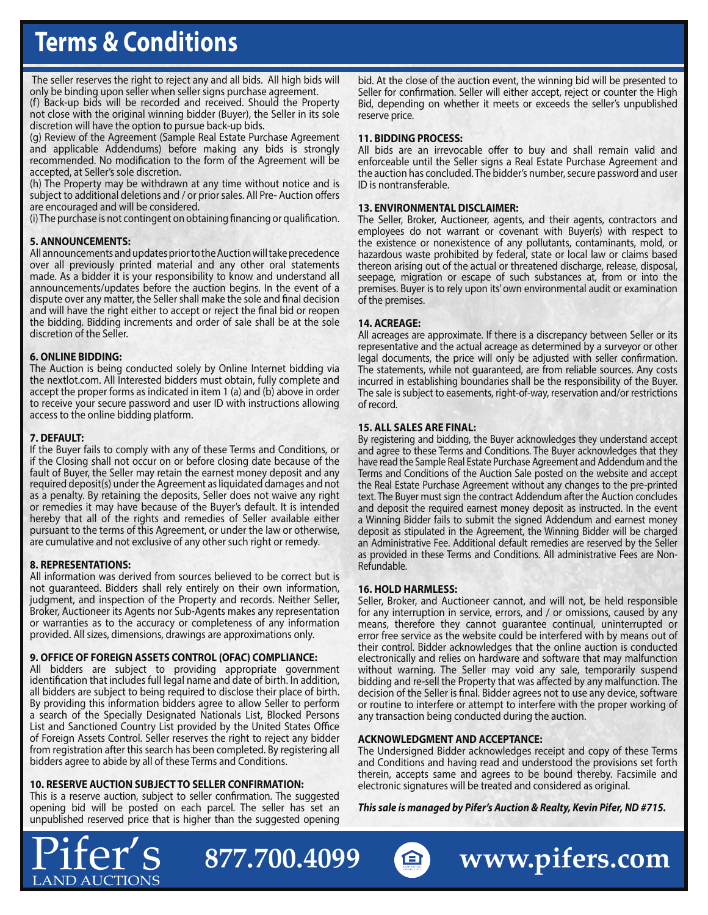# Terms & Conditions

The seller reserves the right to reject any and all bids. All high bids will only be binding upon seller when seller signs purchase agreement.

(f) Back-up bids will be recorded and received. Should the Property not close with the original winning bidder (Buyer), the Seller in its sole discretion will have the option to pursue back-up bids.

(g) Review of the Agreement (Sample Real Estate Purchase Agreement and applicable Addendums) before making any bids is strongly recommended. No modification to the form of the Agreement will be accepted, at Seller's sole discretion.

(h) The Property may be withdrawn at any time without notice and is subject to additional deletions and / or prior sales. All Pre- Auction offers are encouraged and will be considered.

(i) The purchase is not contingent on obtaining financing or qualification.

**5. ANNOUNCEMENTS:**
All announcements and updates prior to the Auction will take precedence over all previously printed material and any other oral statements made. As a bidder it is your responsibility to know and understand all announcements/updates before the auction begins. In the event of a dispute over any matter, the Seller shall make the sole and final decision and will have the right either to accept or reject the final bid or reopen the bidding. Bidding increments and order of sale shall be at the sole discretion of the Seller.

**6. ONLINE BIDDING:**
The Auction is being conducted solely by Online Internet bidding via the nextlot.com. All Interested bidders must obtain, fully complete and accept the proper forms as indicated in item 1 (a) and (b) above in order to receive your secure password and user ID with instructions allowing access to the online bidding platform.

**7. DEFAULT:**
If the Buyer fails to comply with any of these Terms and Conditions, or if the Closing shall not occur on or before closing date because of the fault of Buyer, the Seller may retain the earnest money deposit and any required deposit(s) under the Agreement as liquidated damages and not as a penalty. By retaining the deposits, Seller does not waive any right or remedies it may have because of the Buyer's default. It is intended hereby that all of the rights and remedies of Seller available either pursuant to the terms of this Agreement, or under the law or otherwise, are cumulative and not exclusive of any other such right or remedy.

**8. REPRESENTATIONS:**
All information was derived from sources believed to be correct but is not guaranteed. Bidders shall rely entirely on their own information, judgment, and inspection of the Property and records. Neither Seller, Broker, Auctioneer its Agents nor Sub-Agents makes any representation or warranties as to the accuracy or completeness of any information provided. All sizes, dimensions, drawings are approximations only.

**9. OFFICE OF FOREIGN ASSETS CONTROL (OFAC) COMPLIANCE:**
All bidders are subject to providing appropriate government identification that includes full legal name and date of birth. In addition, all bidders are subject to being required to disclose their place of birth. By providing this information bidders agree to allow Seller to perform a search of the Specially Designated Nationals List, Blocked Persons List and Sanctioned Country List provided by the United States Office of Foreign Assets Control. Seller reserves the right to reject any bidder from registration after this search has been completed. By registering all bidders agree to abide by all of these Terms and Conditions.

**10. RESERVE AUCTION SUBJECT TO SELLER CONFIRMATION:**
This is a reserve auction, subject to seller confirmation. The suggested opening bid will be posted on each parcel. The seller has set an unpublished reserved price that is higher than the suggested opening bid. At the close of the auction event, the winning bid will be presented to Seller for confirmation. Seller will either accept, reject or counter the High Bid, depending on whether it meets or exceeds the seller's unpublished reserve price.

**11. BIDDING PROCESS:**
All bids are an irrevocable offer to buy and shall remain valid and enforceable until the Seller signs a Real Estate Purchase Agreement and the auction has concluded. The bidder's number, secure password and user ID is nontransferable.

**13. ENVIRONMENTAL DISCLAIMER:**
The Seller, Broker, Auctioneer, agents, and their agents, contractors and employees do not warrant or covenant with Buyer(s) with respect to the existence or nonexistence of any pollutants, contaminants, mold, or hazardous waste prohibited by federal, state or local law or claims based thereon arising out of the actual or threatened discharge, release, disposal, seepage, migration or escape of such substances at, from or into the premises. Buyer is to rely upon its' own environmental audit or examination of the premises.

**14. ACREAGE:**
All acreages are approximate. If there is a discrepancy between Seller or its representative and the actual acreage as determined by a surveyor or other legal documents, the price will only be adjusted with seller confirmation. The statements, while not guaranteed, are from reliable sources. Any costs incurred in establishing boundaries shall be the responsibility of the Buyer. The sale is subject to easements, right-of-way, reservation and/or restrictions of record.

**15. ALL SALES ARE FINAL:**
By registering and bidding, the Buyer acknowledges they understand accept and agree to these Terms and Conditions. The Buyer acknowledges that they have read the Sample Real Estate Purchase Agreement and Addendum and the Terms and Conditions of the Auction Sale posted on the website and accept the Real Estate Purchase Agreement without any changes to the pre-printed text. The Buyer must sign the contract Addendum after the Auction concludes and deposit the required earnest money deposit as instructed. In the event a Winning Bidder fails to submit the signed Addendum and earnest money deposit as stipulated in the Agreement, the Winning Bidder will be charged an Administrative Fee. Additional default remedies are reserved by the Seller as provided in these Terms and Conditions. All administrative Fees are Non-Refundable.

**16. HOLD HARMLESS:**
Seller, Broker, and Auctioneer cannot, and will not, be held responsible for any interruption in service, errors, and / or omissions, caused by any means, therefore they cannot guarantee continual, uninterrupted or error free service as the website could be interfered with by means out of their control. Bidder acknowledges that the online auction is conducted electronically and relies on hardware and software that may malfunction without warning. The Seller may void any sale, temporarily suspend bidding and re-sell the Property that was affected by any malfunction. The decision of the Seller is final. Bidder agrees not to use any device, software or routine to interfere or attempt to interfere with the proper working of any transaction being conducted during the auction.

**ACKNOWLEDGMENT AND ACCEPTANCE:**
The Undersigned Bidder acknowledges receipt and copy of these Terms and Conditions and having read and understood the provisions set forth therein, accepts same and agrees to be bound thereby. Facsimile and electronic signatures will be treated and considered as original.

***This sale is managed by Pifer's Auction & Realty, Kevin Pifer, ND #715.***

Pifer's LAND AUCTIONS 877.700.4099 www.pifers.com